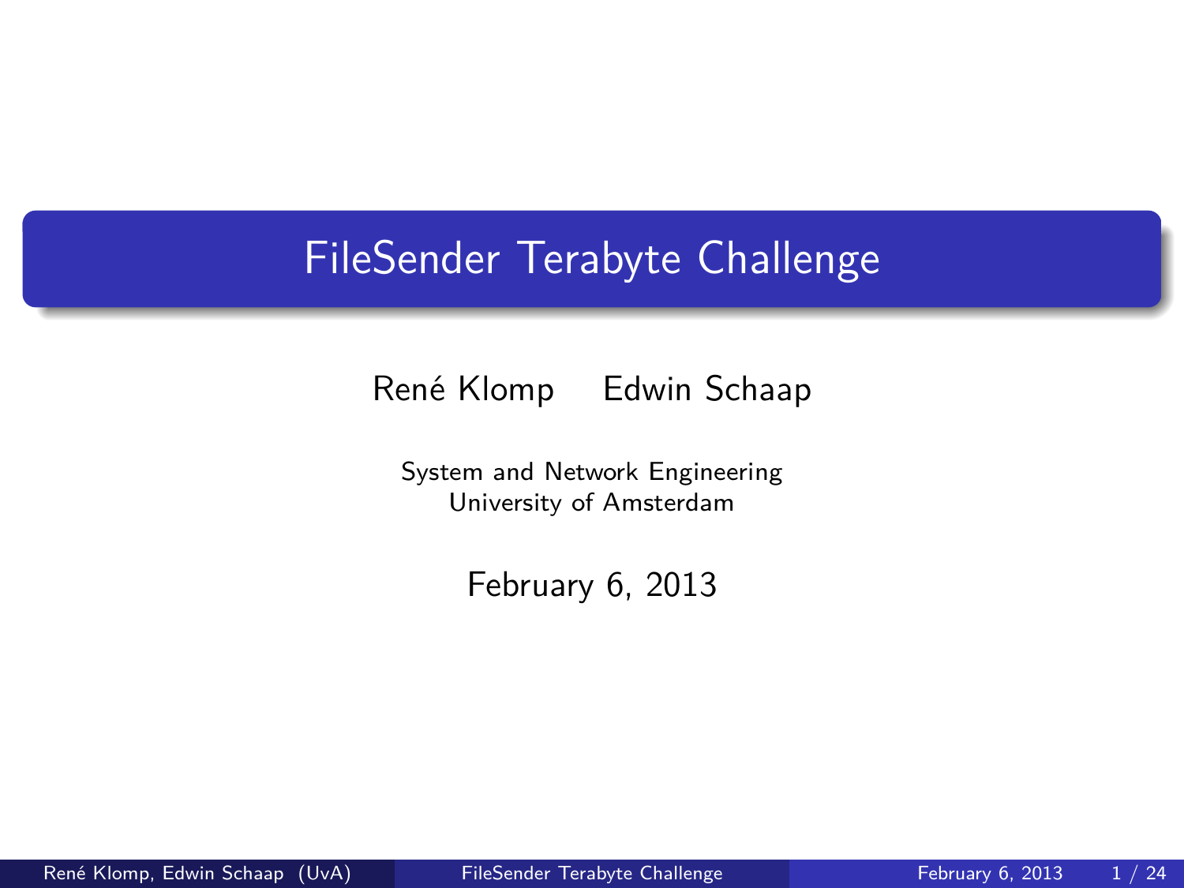# FileSender Terabyte Challenge

René Klomp    Edwin Schaap

System and Network Engineering
University of Amsterdam

February 6, 2013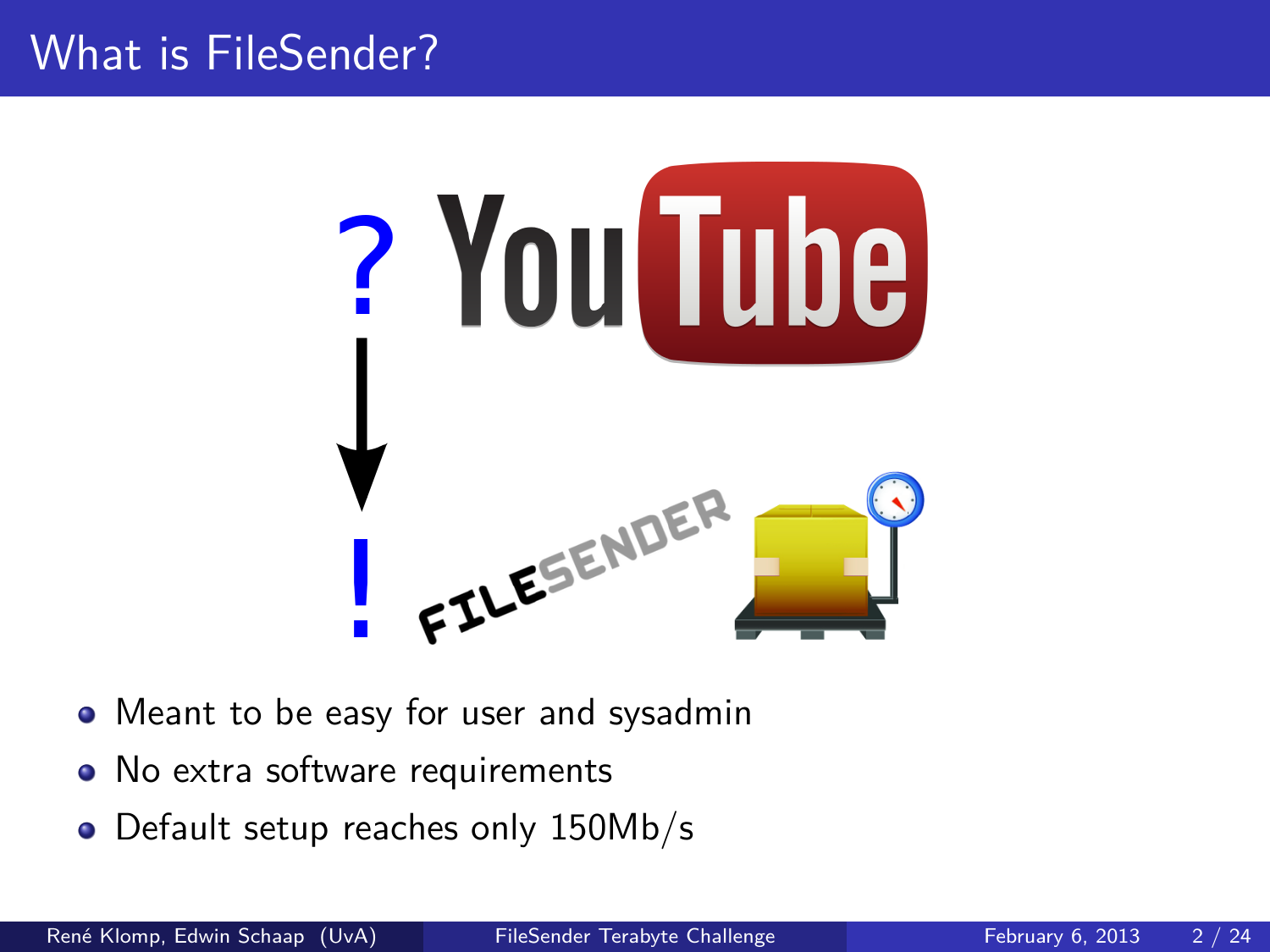# What is FileSender?

- Meant to be easy for user and sysadmin
- No extra software requirements
- Default setup reaches only 150Mb/s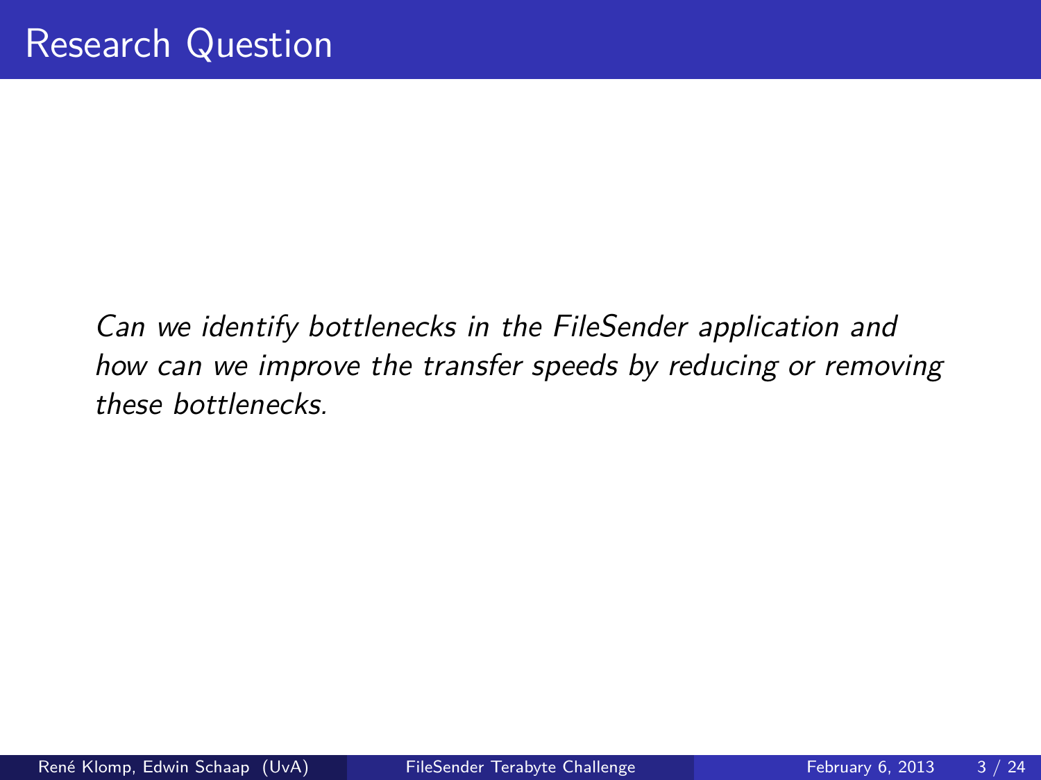# Research Question

*Can we identify bottlenecks in the FileSender application and how can we improve the transfer speeds by reducing or removing these bottlenecks.*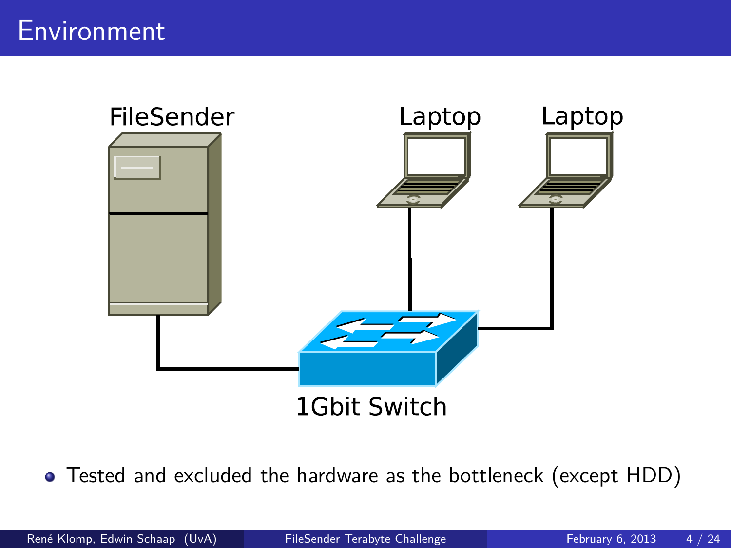# Environment

FileSender

Laptop

Laptop

1Gbit Switch

- Tested and excluded the hardware as the bottleneck (except HDD)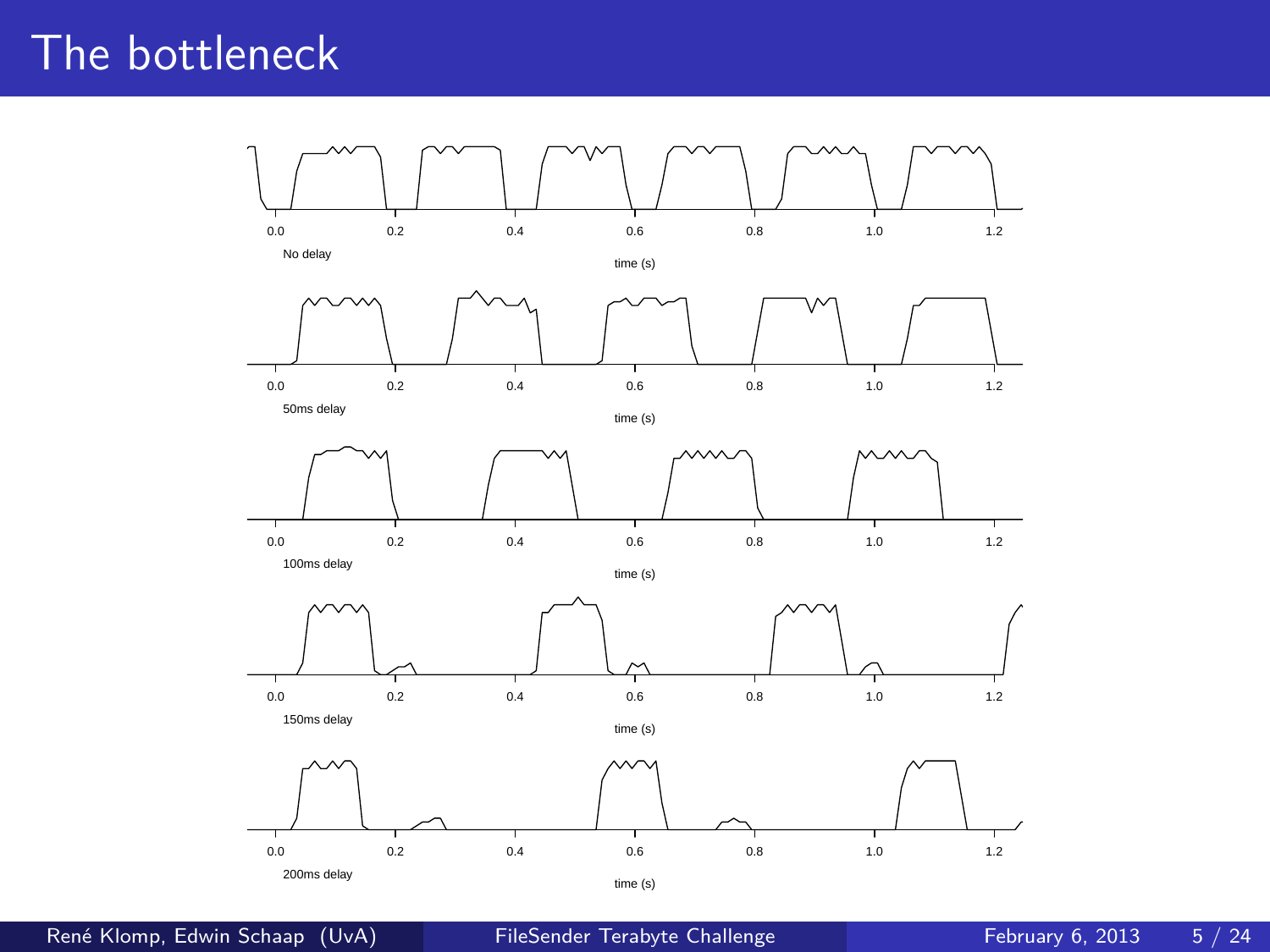# The bottleneck

0.0 0.2 0.4 0.6 0.8 1.0 1.2

No delay

time (s)

0.0 0.2 0.4 0.6 0.8 1.0 1.2

50ms delay

time (s)

0.0 0.2 0.4 0.6 0.8 1.0 1.2

100ms delay

time (s)

0.0 0.2 0.4 0.6 0.8 1.0 1.2

150ms delay

time (s)

0.0 0.2 0.4 0.6 0.8 1.0 1.2

200ms delay

time (s)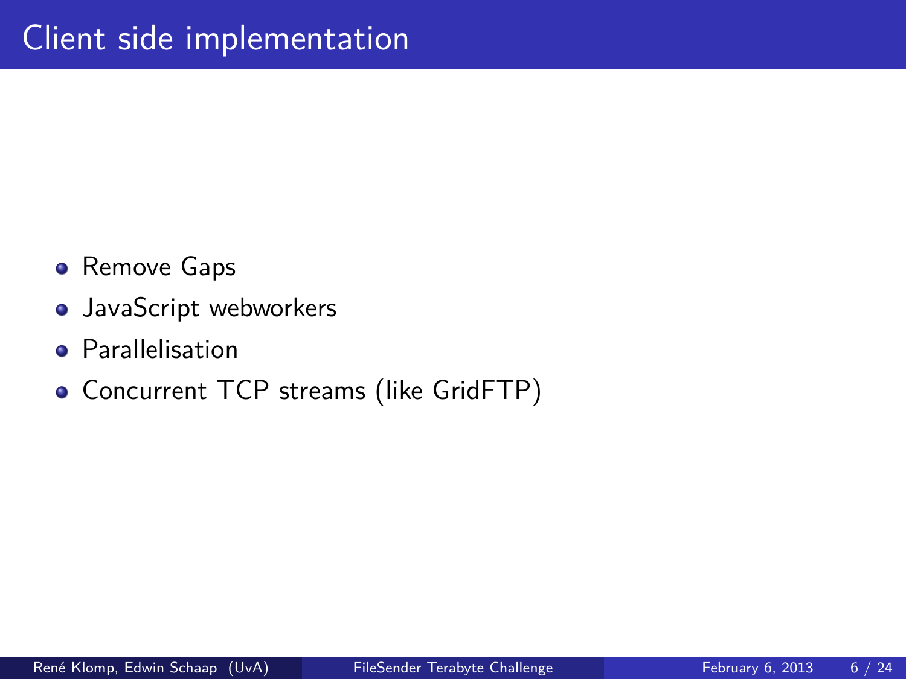# Client side implementation

- Remove Gaps
- JavaScript webworkers
- Parallelisation
- Concurrent TCP streams (like GridFTP)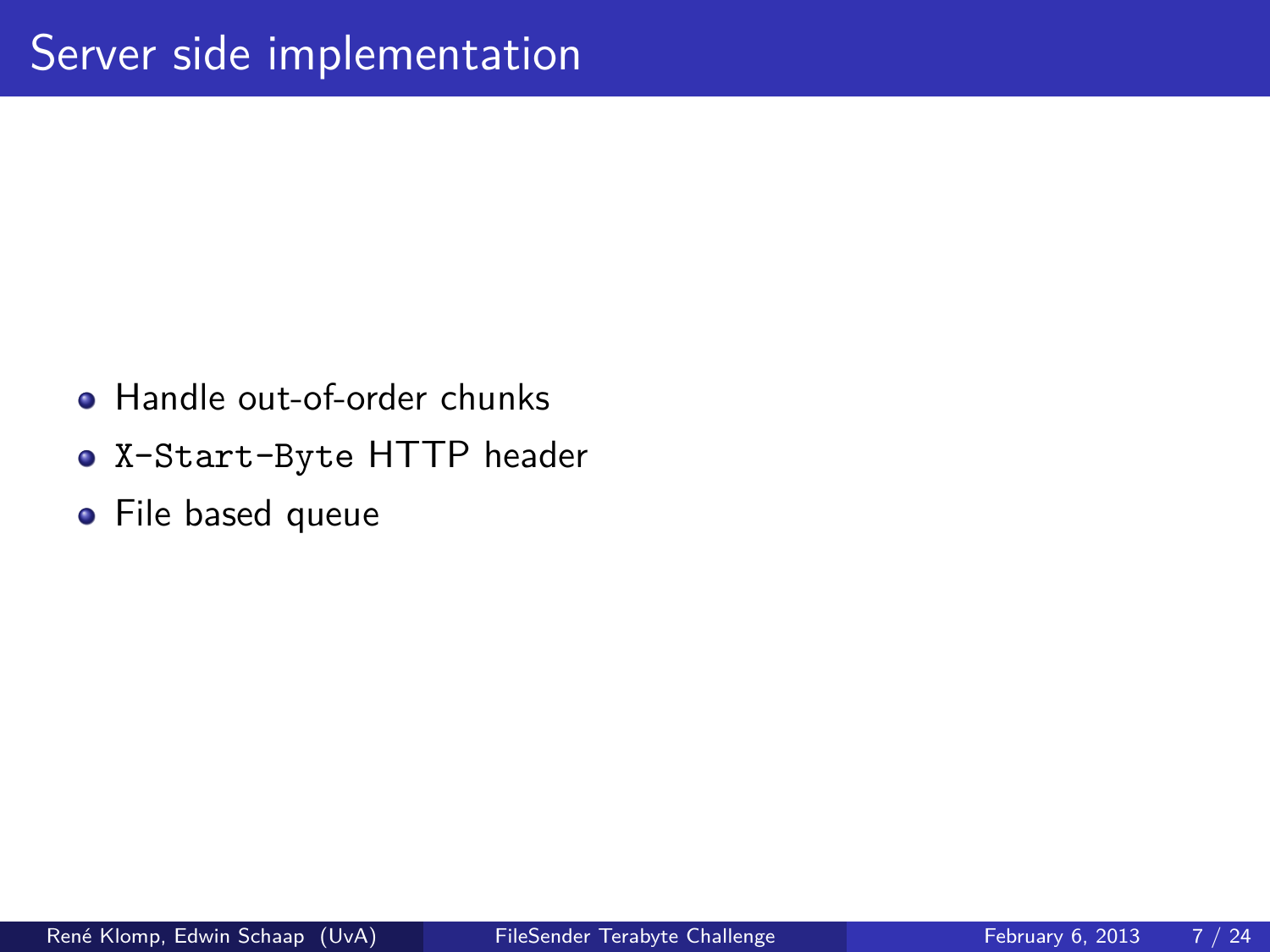# Server side implementation

- Handle out-of-order chunks
- `X-Start-Byte` HTTP header
- File based queue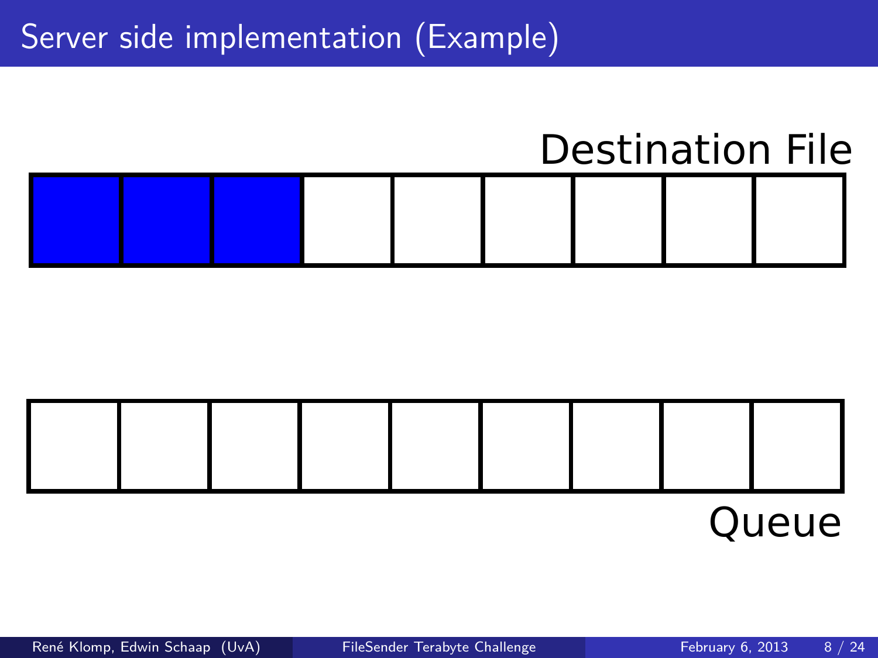# Server side implementation (Example)

Destination File

Queue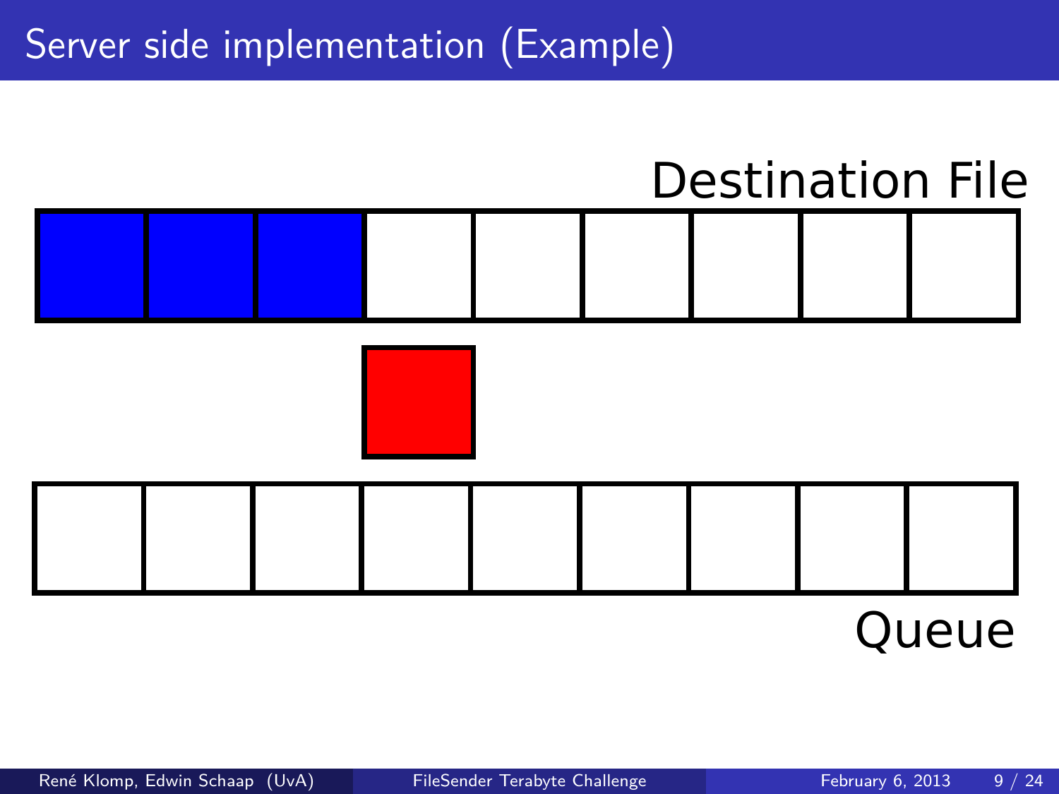# Server side implementation (Example)

Destination File

Queue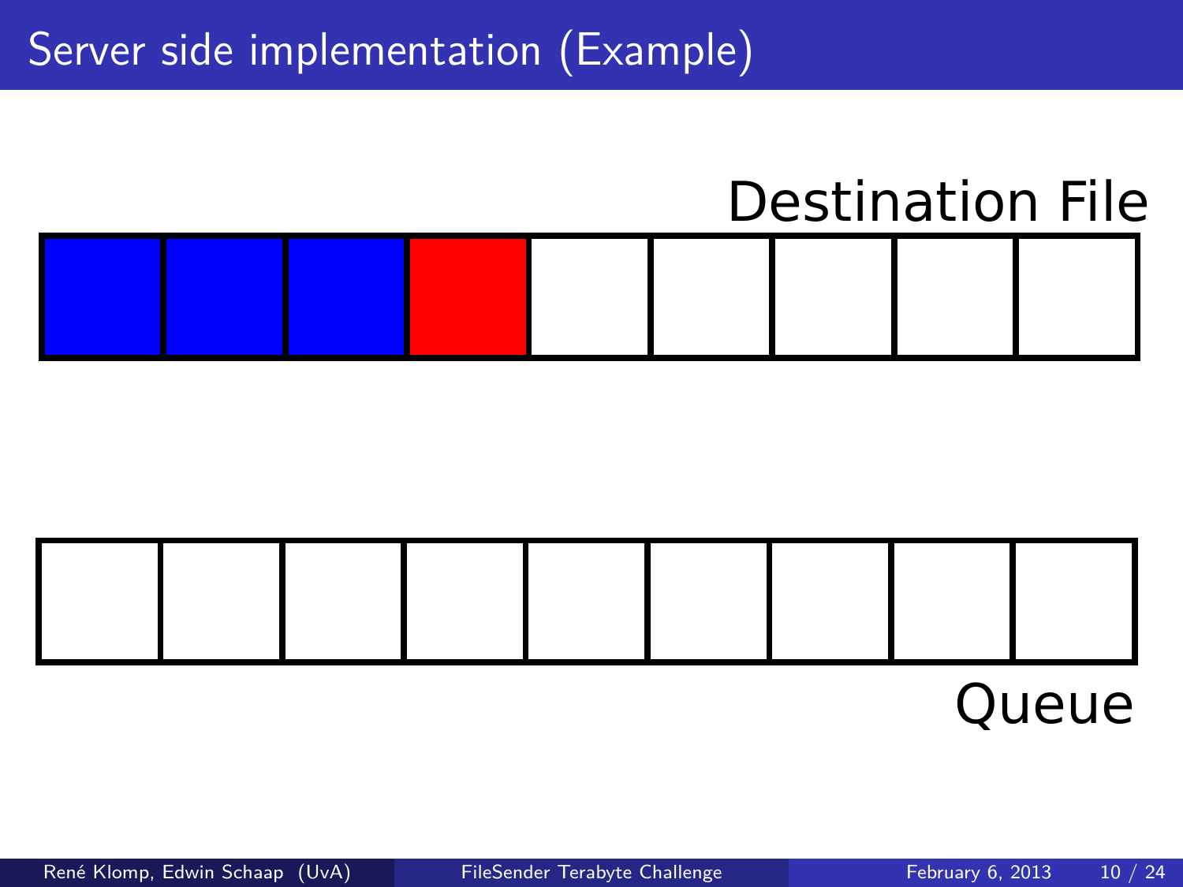# Server side implementation (Example)

Destination File

Queue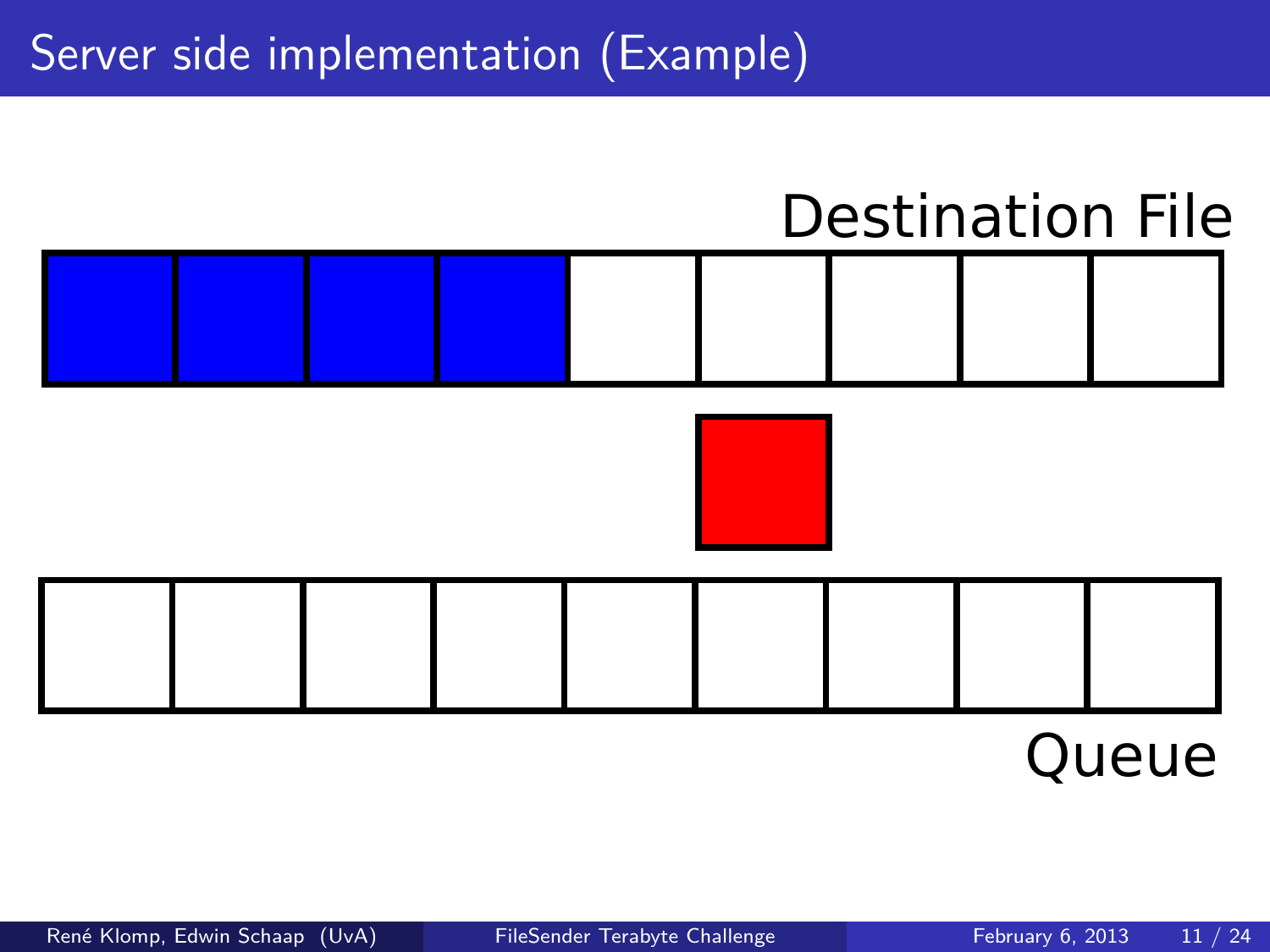# Server side implementation (Example)

Destination File

Queue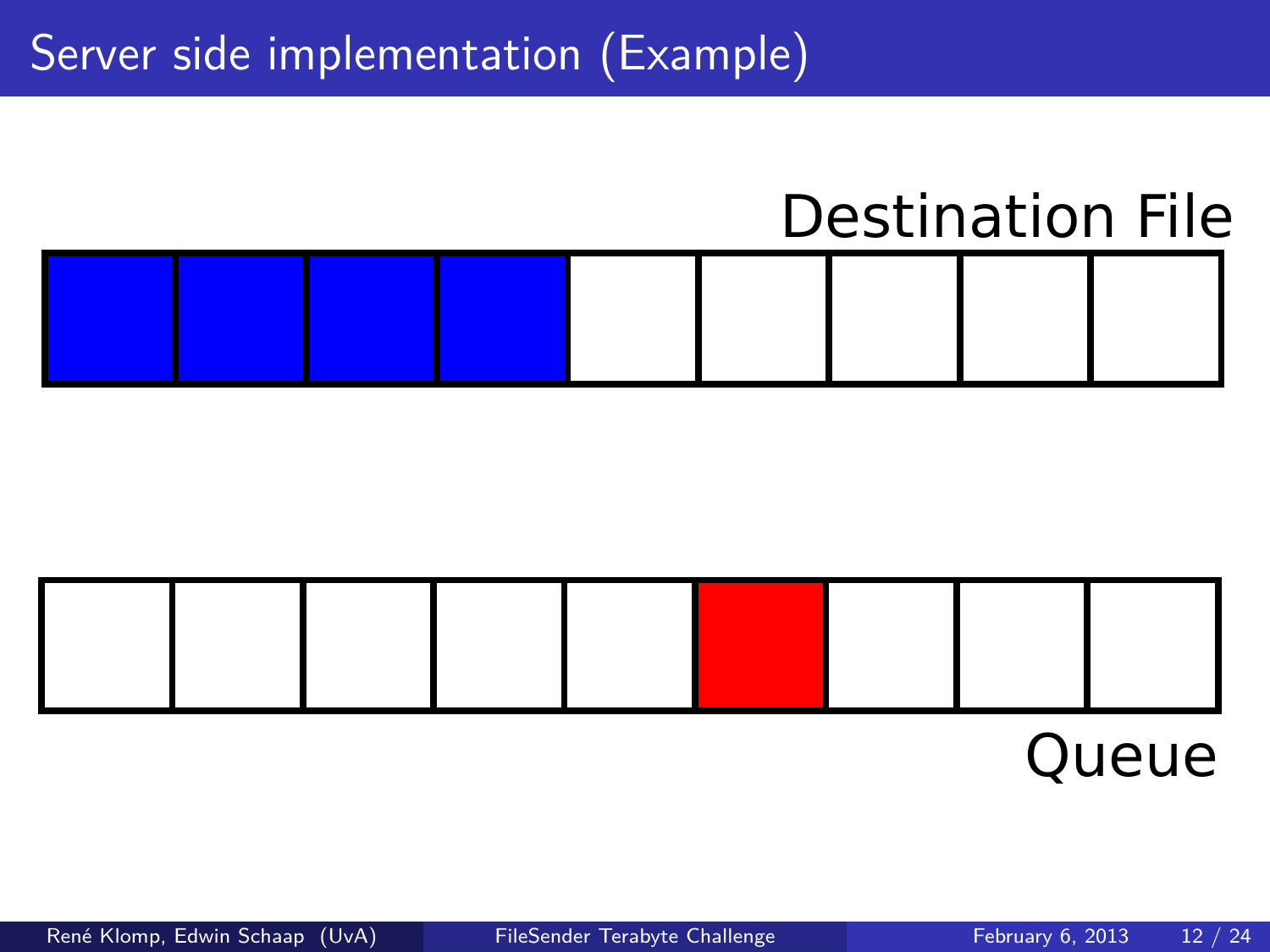# Server side implementation (Example)

Destination File

Queue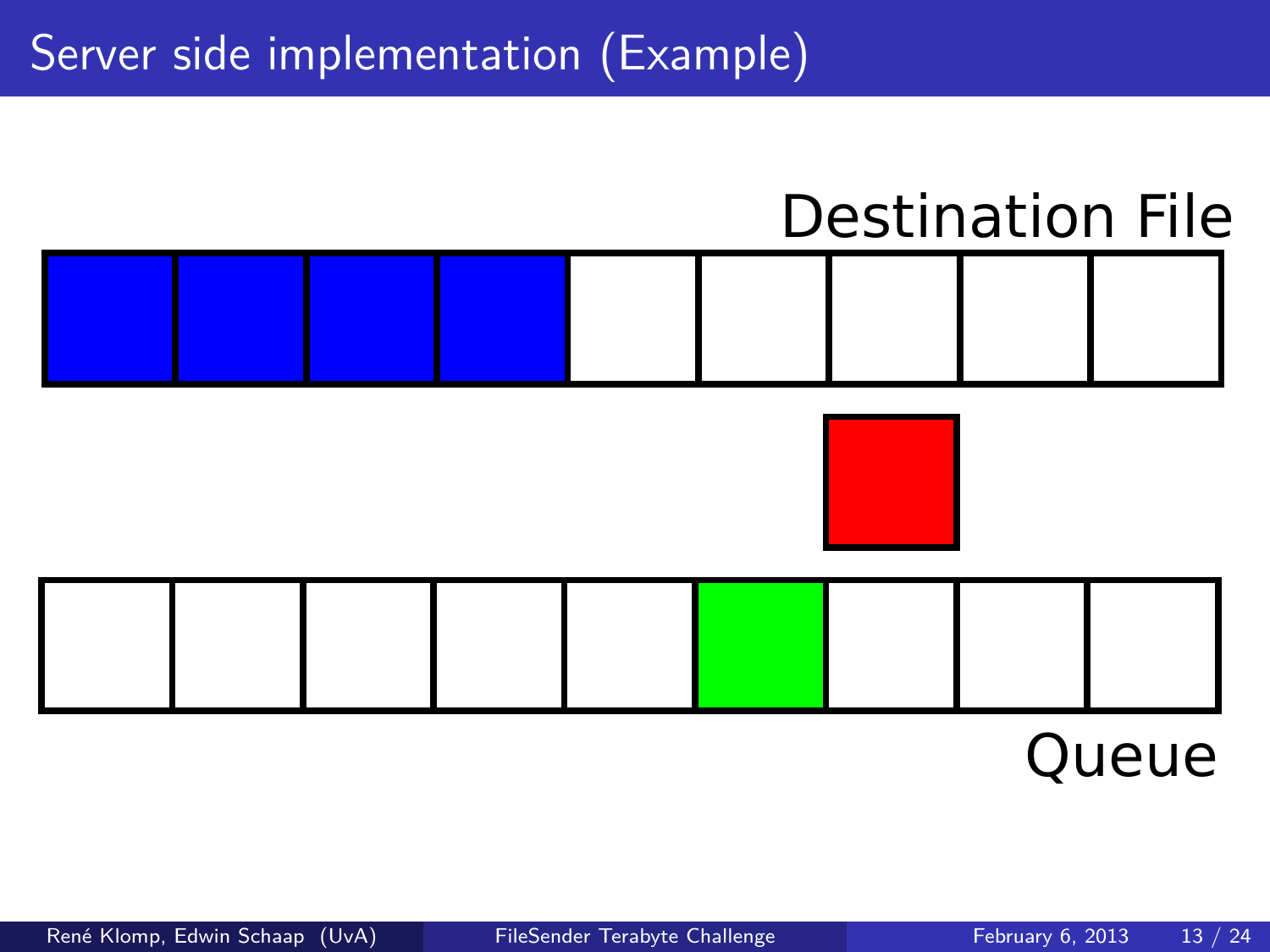# Server side implementation (Example)

Destination File

Queue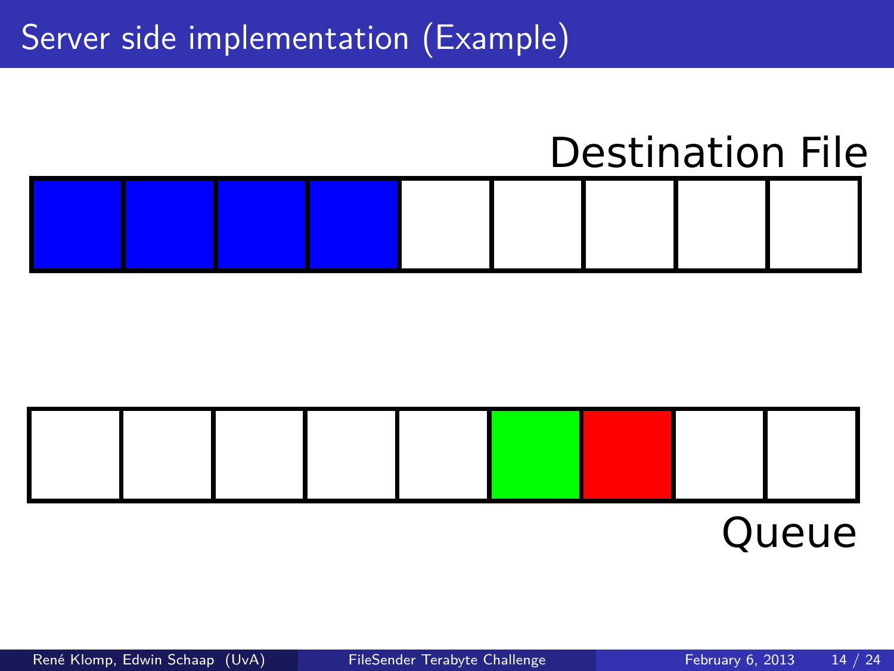# Server side implementation (Example)

Destination File

Queue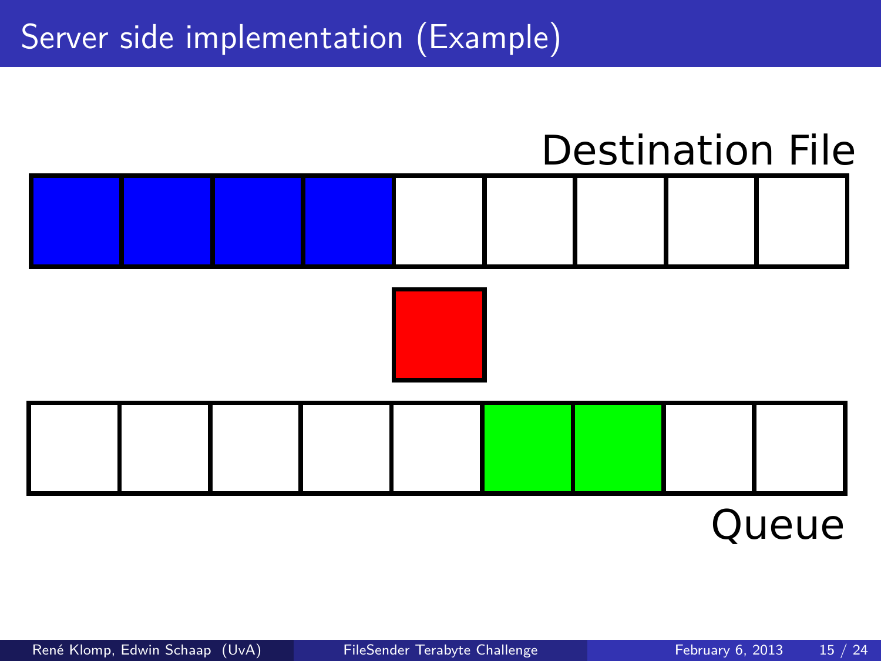# Server side implementation (Example)

Destination File

Queue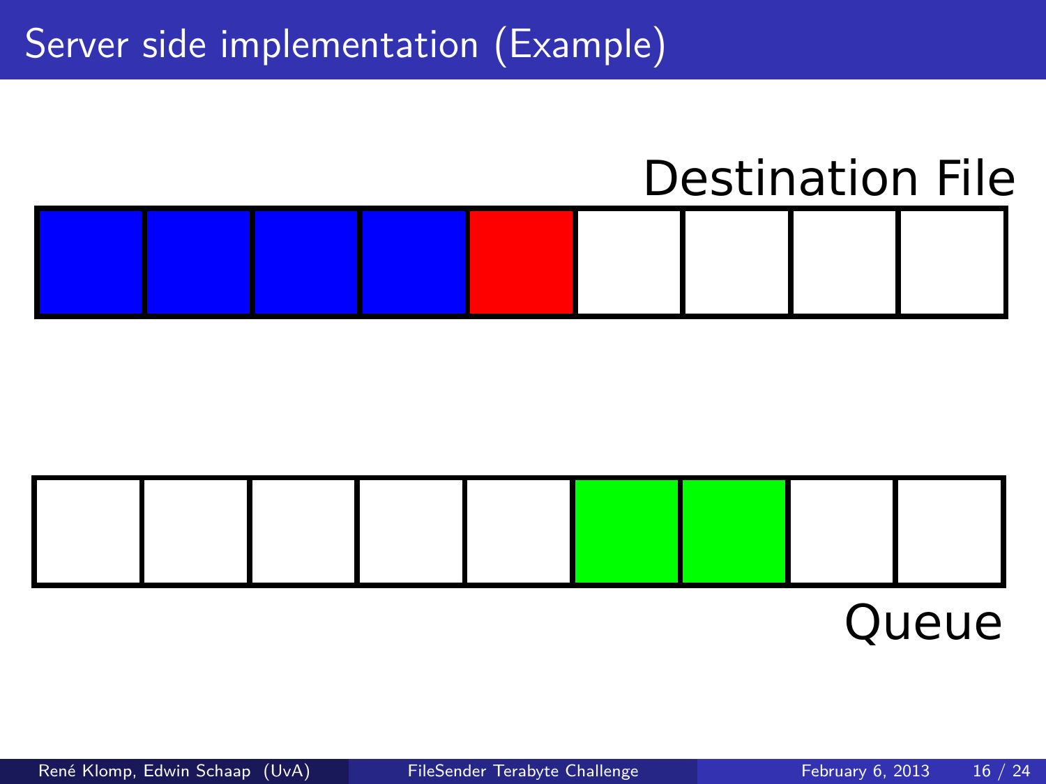# Server side implementation (Example)

Destination File

Queue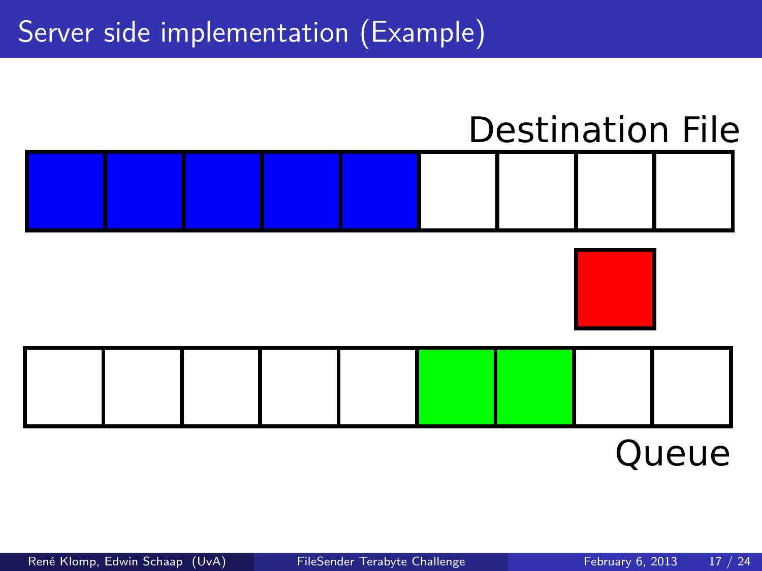# Server side implementation (Example)

Destination File

Queue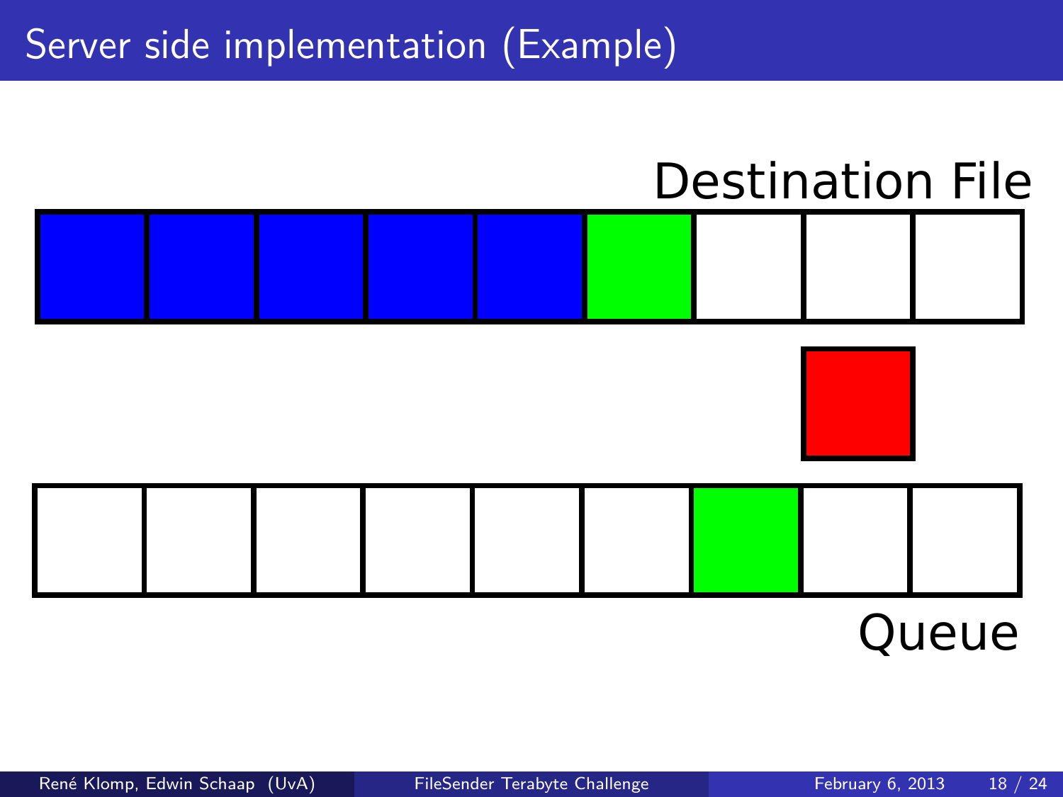# Server side implementation (Example)

Destination File

Queue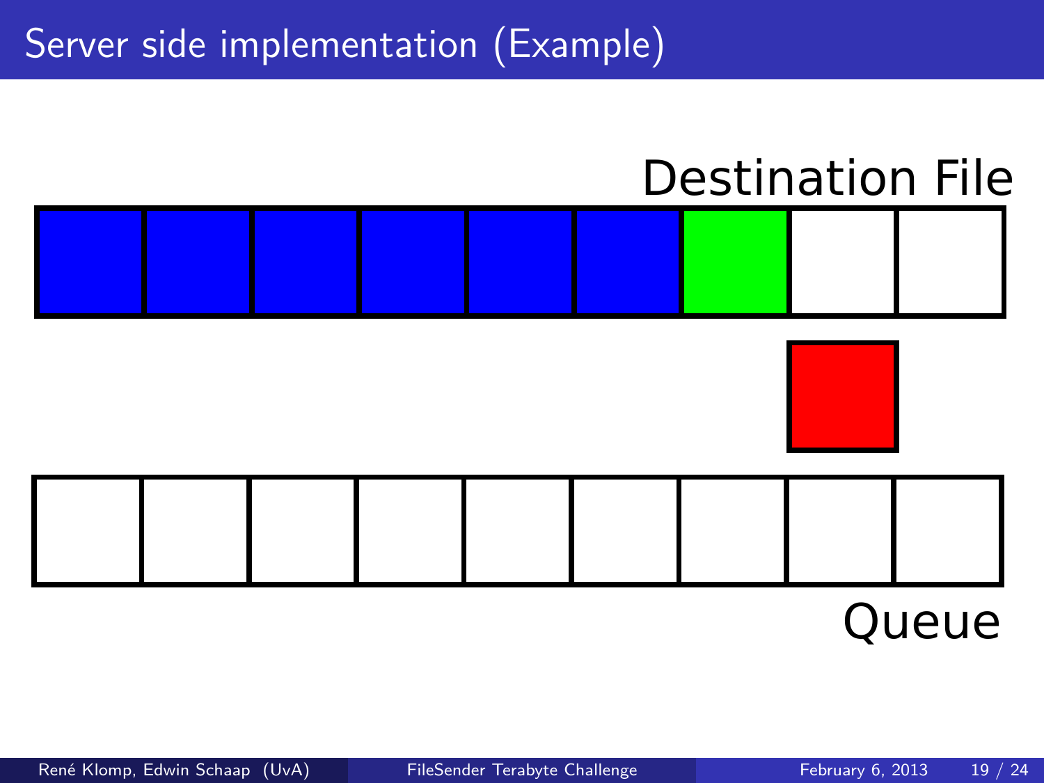# Server side implementation (Example)

Destination File

Queue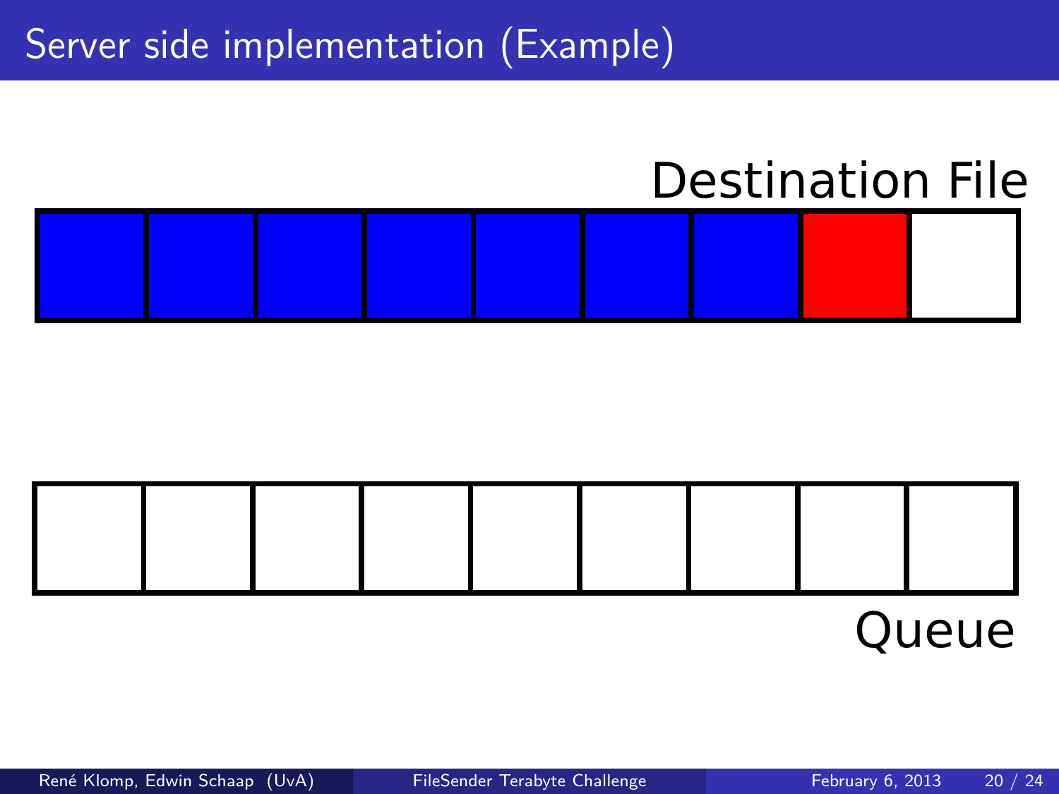# Server side implementation (Example)

Destination File

Queue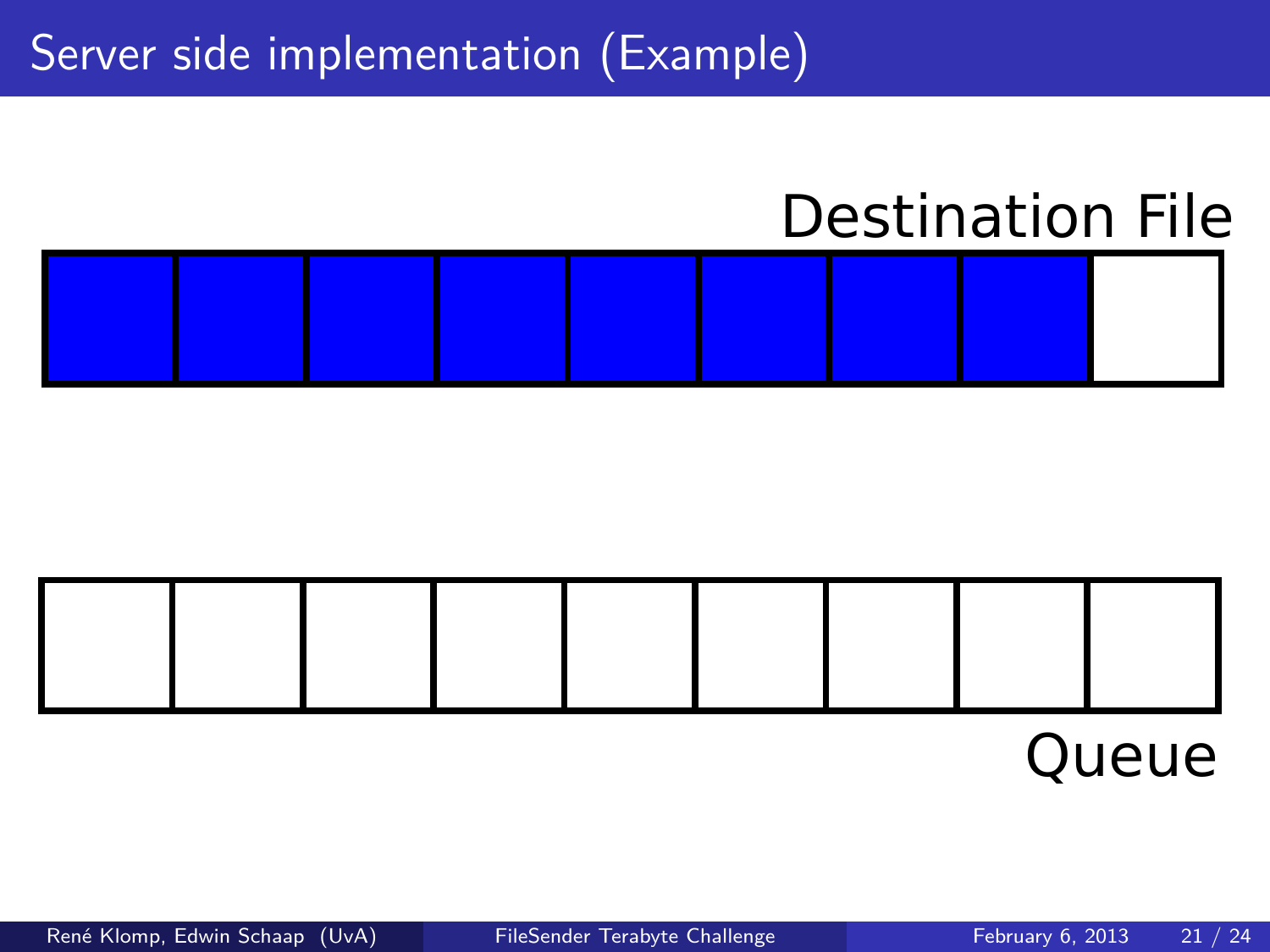# Server side implementation (Example)

Destination File

Queue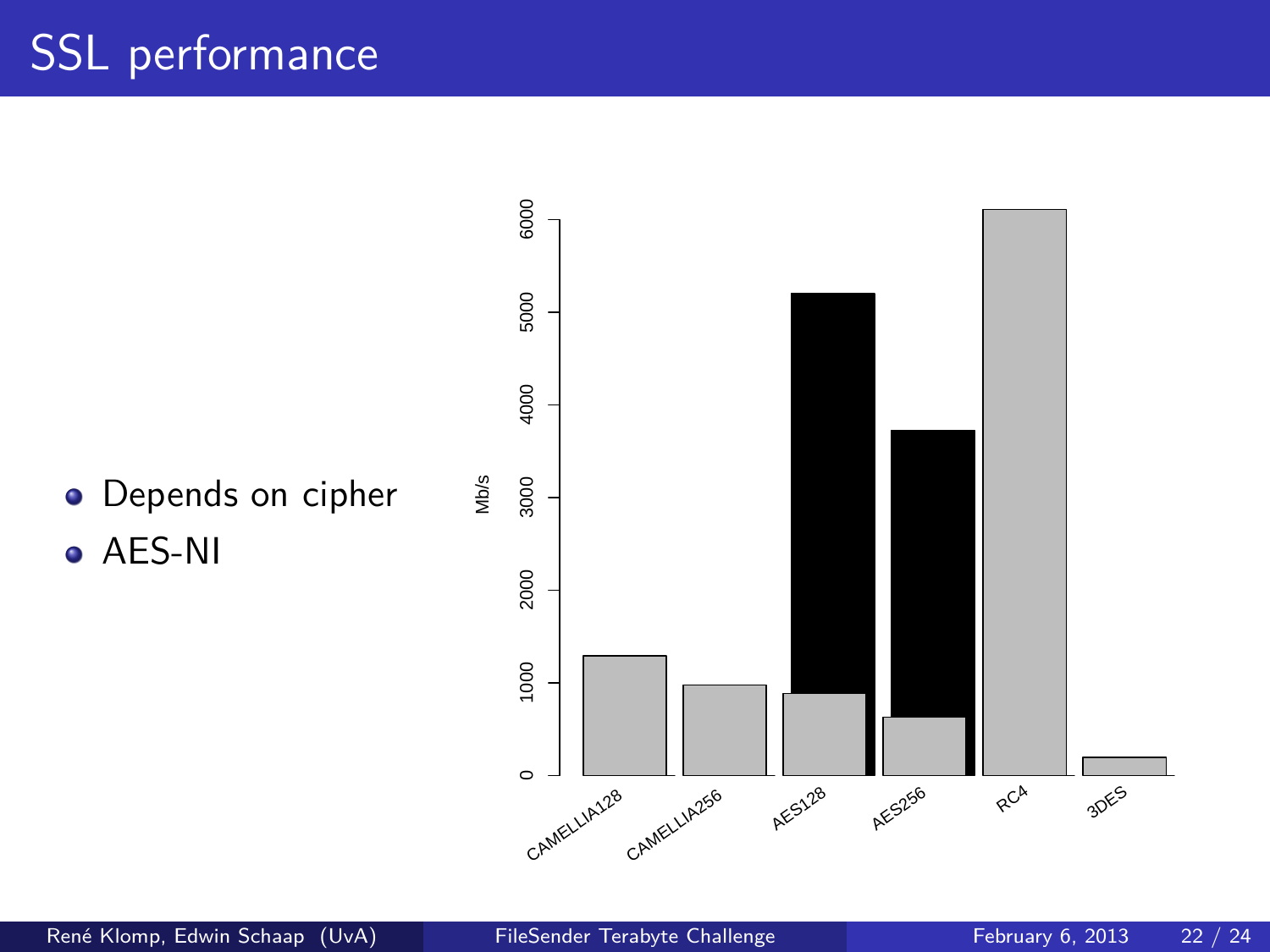# SSL performance

- Depends on cipher
- AES-NI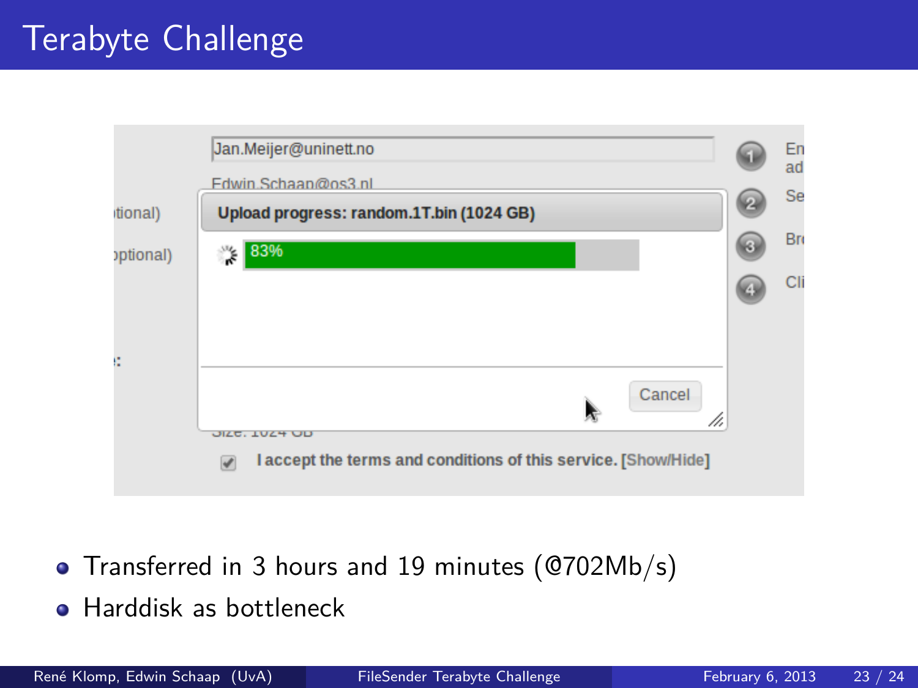# Terabyte Challenge

- Transferred in 3 hours and 19 minutes (@702Mb/s)
- Harddisk as bottleneck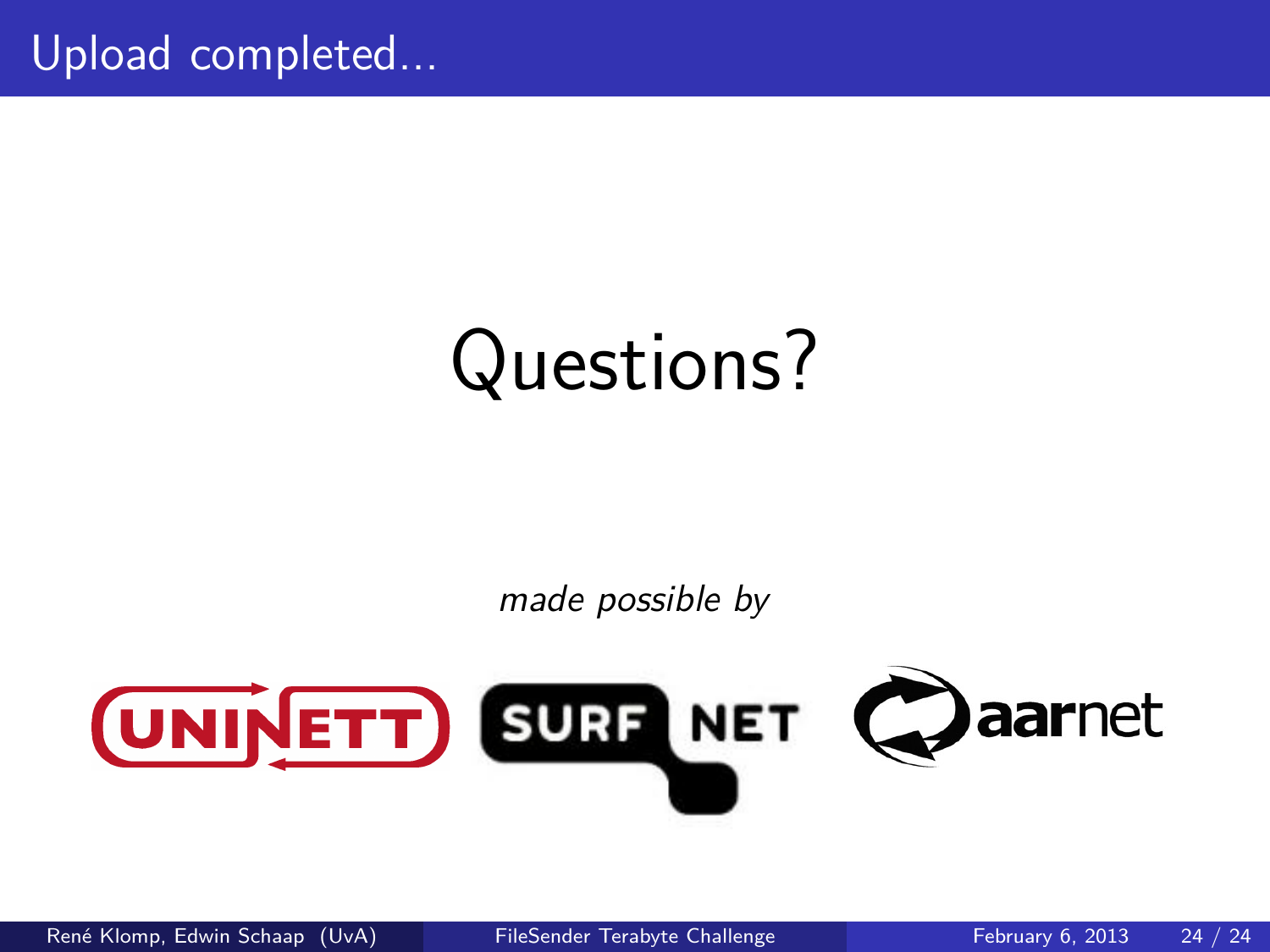# Upload completed...

Questions?

*made possible by*

UNINETT SURFNET aarnet